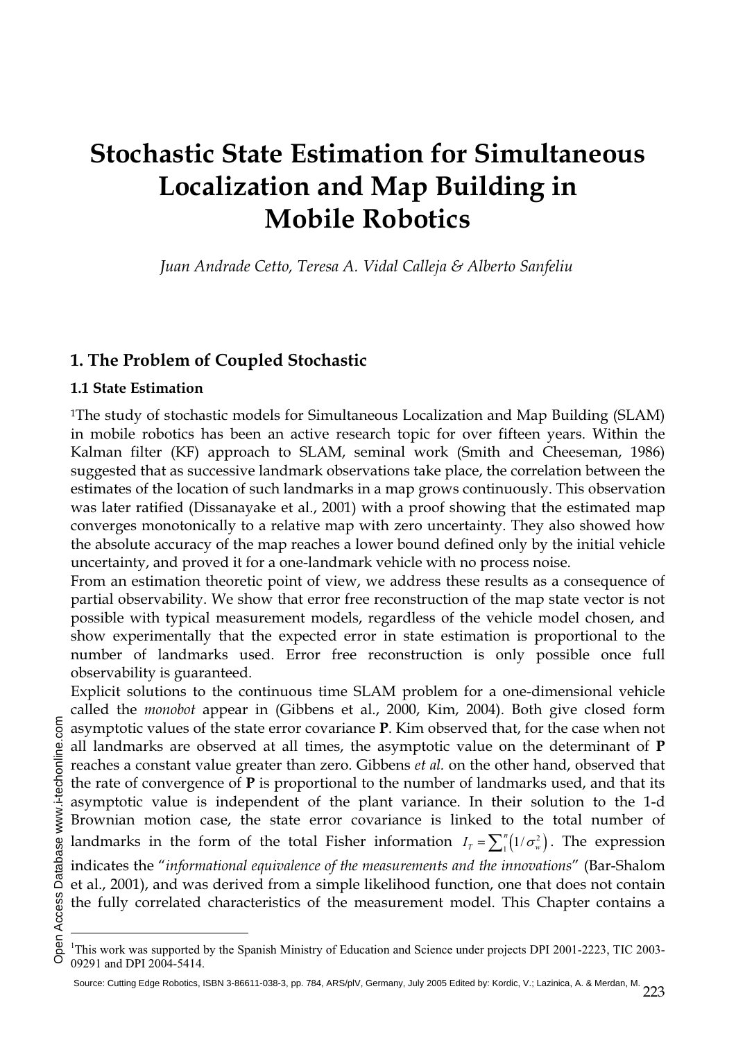# Stochastic State Estimation for Simultaneous Localization and Map Building in Mobile Robotics

*Juan Andrade Cetto, Teresa A. Vidal Calleja & Alberto Sanfeliu*

## 1. The Problem of Coupled Stochastic

### 1.1 State Estimation

[1]The study of stochastic models for Simultaneous Localization and Map Building (SLAM) in mobile robotics has been an active research topic for over fifteen years. Within the Kalman filter (KF) approach to SLAM, seminal work (Smith and Cheeseman, 1986) suggested that as successive landmark observations take place, the correlation between the estimates of the location of such landmarks in a map grows continuously. This observation was later ratified (Dissanayake et al., 2001) with a proof showing that the estimated map converges monotonically to a relative map with zero uncertainty. They also showed how the absolute accuracy of the map reaches a lower bound defined only by the initial vehicle uncertainty, and proved it for a one-landmark vehicle with no process noise.

From an estimation theoretic point of view, we address these results as a consequence of partial observability. We show that error free reconstruction of the map state vector is not possible with typical measurement models, regardless of the vehicle model chosen, and show experimentally that the expected error in state estimation is proportional to the number of landmarks used. Error free reconstruction is only possible once full observability is guaranteed.

Explicit solutions to the continuous time SLAM problem for a one-dimensional vehicle called the *monobot* appear in (Gibbens et al., 2000, Kim, 2004). Both give closed form asymptotic values of the state error covariance **P**. Kim observed that, for the case when not all landmarks are observed at all times, the asymptotic value on the determinant of **P** reaches a constant value greater than zero. Gibbens *et al.* on the other hand, observed that the rate of convergence of **P** is proportional to the number of landmarks used, and that its asymptotic value is independent of the plant variance. In their solution to the 1-d Brownian motion case, the state error covariance is linked to the total number of landmarks in the form of the total Fisher information $I_T = \sum_1^n \left(1/\sigma_w^2\right)$. The expression indicates the "*informational equivalence of the measurements and the innovations*" (Bar-Shalom et al., 2001), and was derived from a simple likelihood function, one that does not contain the fully correlated characteristics of the measurement model. This Chapter contains a

---

[1]This work was supported by the Spanish Ministry of Education and Science under projects DPI 2001-2223, TIC 2003-09291 and DPI 2004-5414.

Source: Cutting Edge Robotics, ISBN 3-86611-038-3, pp. 784, ARS/plV, Germany, July 2005 Edited by: Kordic, V.; Lazinica, A. & Merdan, M.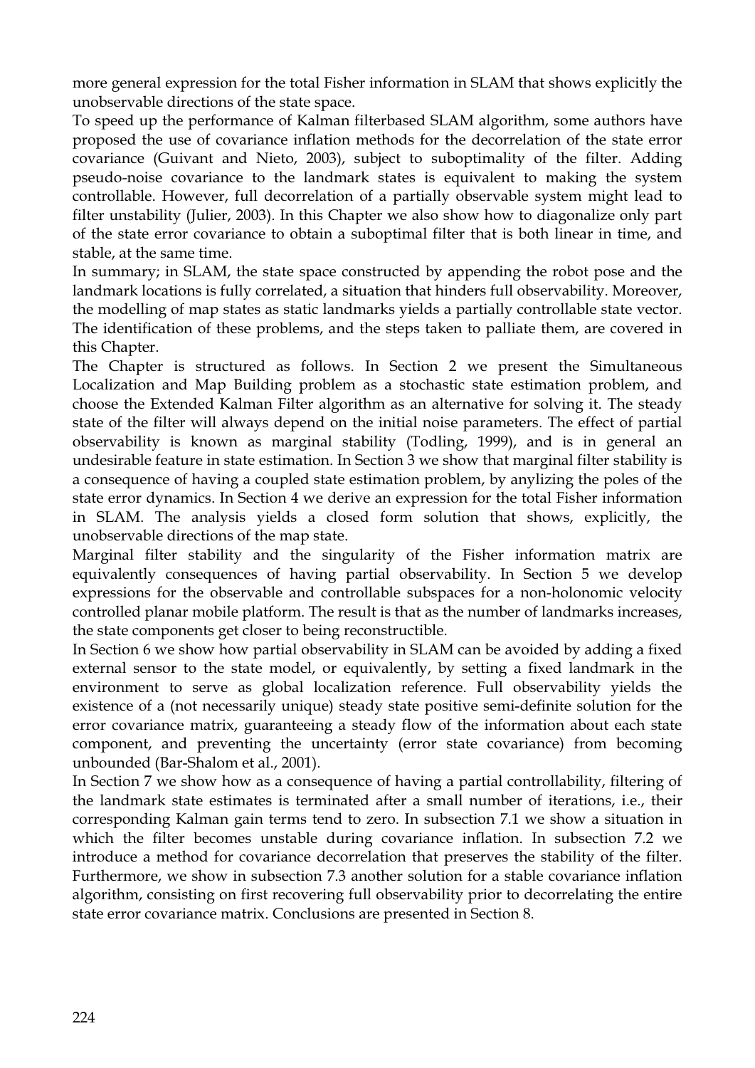more general expression for the total Fisher information in SLAM that shows explicitly the unobservable directions of the state space.

To speed up the performance of Kalman filterbased SLAM algorithm, some authors have proposed the use of covariance inflation methods for the decorrelation of the state error covariance (Guivant and Nieto, 2003), subject to suboptimality of the filter. Adding pseudo-noise covariance to the landmark states is equivalent to making the system controllable. However, full decorrelation of a partially observable system might lead to filter unstability (Julier, 2003). In this Chapter we also show how to diagonalize only part of the state error covariance to obtain a suboptimal filter that is both linear in time, and stable, at the same time.

In summary; in SLAM, the state space constructed by appending the robot pose and the landmark locations is fully correlated, a situation that hinders full observability. Moreover, the modelling of map states as static landmarks yields a partially controllable state vector. The identification of these problems, and the steps taken to palliate them, are covered in this Chapter.

The Chapter is structured as follows. In Section 2 we present the Simultaneous Localization and Map Building problem as a stochastic state estimation problem, and choose the Extended Kalman Filter algorithm as an alternative for solving it. The steady state of the filter will always depend on the initial noise parameters. The effect of partial observability is known as marginal stability (Todling, 1999), and is in general an undesirable feature in state estimation. In Section 3 we show that marginal filter stability is a consequence of having a coupled state estimation problem, by anylizing the poles of the state error dynamics. In Section 4 we derive an expression for the total Fisher information in SLAM. The analysis yields a closed form solution that shows, explicitly, the unobservable directions of the map state.

Marginal filter stability and the singularity of the Fisher information matrix are equivalently consequences of having partial observability. In Section 5 we develop expressions for the observable and controllable subspaces for a non-holonomic velocity controlled planar mobile platform. The result is that as the number of landmarks increases, the state components get closer to being reconstructible.

In Section 6 we show how partial observability in SLAM can be avoided by adding a fixed external sensor to the state model, or equivalently, by setting a fixed landmark in the environment to serve as global localization reference. Full observability yields the existence of a (not necessarily unique) steady state positive semi-definite solution for the error covariance matrix, guaranteeing a steady flow of the information about each state component, and preventing the uncertainty (error state covariance) from becoming unbounded (Bar-Shalom et al., 2001).

In Section 7 we show how as a consequence of having a partial controllability, filtering of the landmark state estimates is terminated after a small number of iterations, i.e., their corresponding Kalman gain terms tend to zero. In subsection 7.1 we show a situation in which the filter becomes unstable during covariance inflation. In subsection 7.2 we introduce a method for covariance decorrelation that preserves the stability of the filter. Furthermore, we show in subsection 7.3 another solution for a stable covariance inflation algorithm, consisting on first recovering full observability prior to decorrelating the entire state error covariance matrix. Conclusions are presented in Section 8.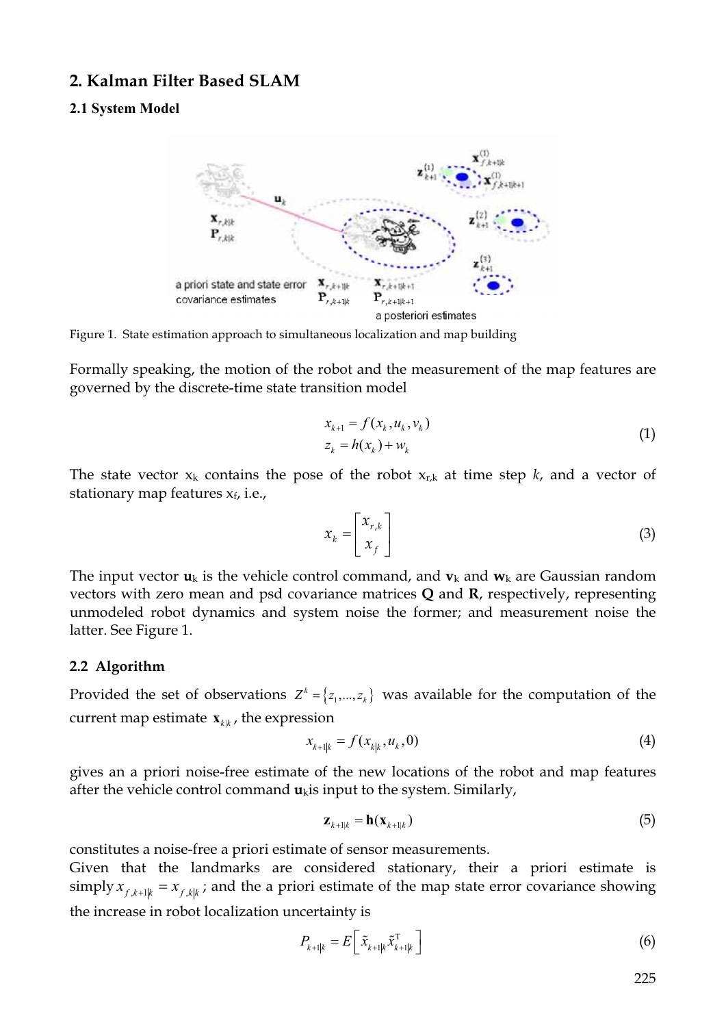## 2. Kalman Filter Based SLAM

### 2.1 System Model

Figure 1. State estimation approach to simultaneous localization and map building

Formally speaking, the motion of the robot and the measurement of the map features are governed by the discrete-time state transition model

$$
\begin{aligned}
x_{k+1} &= f(x_k, u_k, v_k) \\
z_k &= h(x_k) + w_k
\end{aligned} \tag{1}
$$

The state vector $x_k$ contains the pose of the robot $x_{r,k}$ at time step $k$, and a vector of stationary map features $x_f$, i.e.,

$$
x_k = \begin{bmatrix} x_{r,k} \\ x_f \end{bmatrix} \tag{3}
$$

The input vector $\mathbf{u}_k$ is the vehicle control command, and $\mathbf{v}_k$ and $\mathbf{w}_k$ are Gaussian random vectors with zero mean and psd covariance matrices $\mathbf{Q}$ and $\mathbf{R}$, respectively, representing unmodeled robot dynamics and system noise the former; and measurement noise the latter. See Figure 1.

### 2.2 Algorithm

Provided the set of observations $Z^k = \{z_1, \ldots, z_k\}$ was available for the computation of the current map estimate $\mathbf{x}_{k|k}$, the expression

$$
x_{k+1|k} = f(x_{k|k}, u_k, 0) \tag{4}
$$

gives an a priori noise-free estimate of the new locations of the robot and map features after the vehicle control command $\mathbf{u}_k$is input to the system. Similarly,

$$
\mathbf{z}_{k+1|k} = \mathbf{h}(\mathbf{x}_{k+1|k}) \tag{5}
$$

constitutes a noise-free a priori estimate of sensor measurements.
Given that the landmarks are considered stationary, their a priori estimate is simply $x_{f,k+1|k} = x_{f,k|k}$; and the a priori estimate of the map state error covariance showing the increase in robot localization uncertainty is

$$
P_{k+1|k} = E\left[\tilde{x}_{k+1|k} \tilde{x}_{k+1|k}^{\mathrm{T}}\right] \tag{6}
$$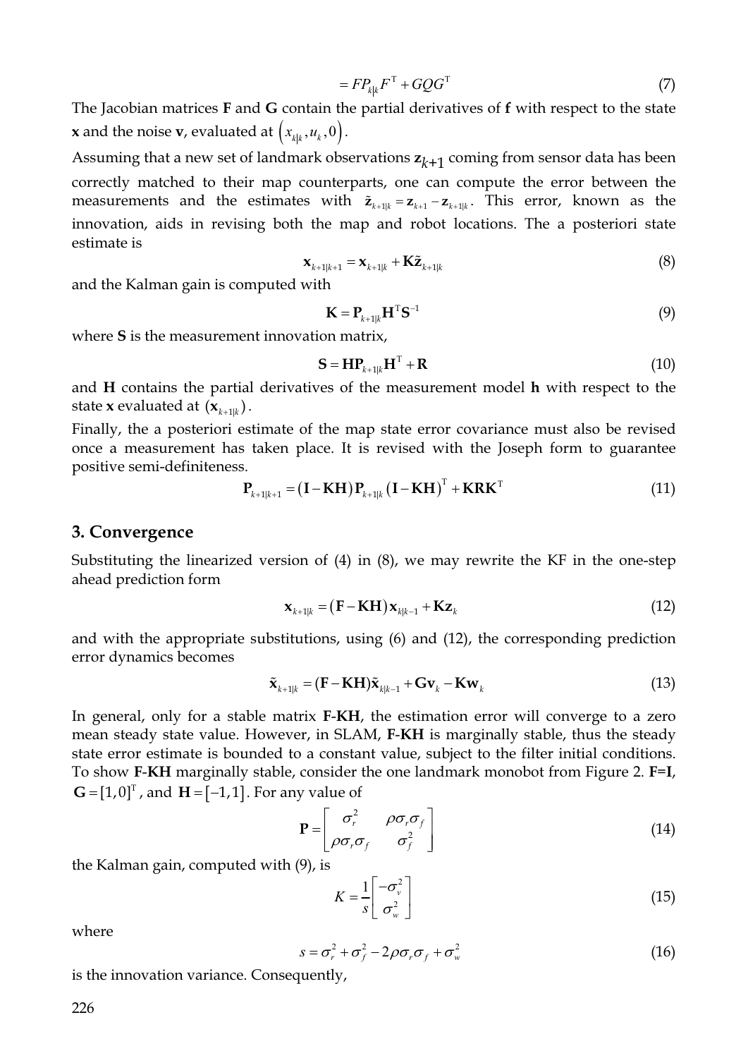$$= FP_{k|k}F^{\mathrm{T}} + GQG^{\mathrm{T}} \tag{7}$$

The Jacobian matrices **F** and **G** contain the partial derivatives of **f** with respect to the state **x** and the noise **v**, evaluated at $\left(x_{k|k}, u_k, 0\right)$.

Assuming that a new set of landmark observations $\mathbf{z}_{k+1}$ coming from sensor data has been correctly matched to their map counterparts, one can compute the error between the measurements and the estimates with $\tilde{\mathbf{z}}_{k+1|k} = \mathbf{z}_{k+1} - \mathbf{z}_{k+1|k}$. This error, known as the innovation, aids in revising both the map and robot locations. The a posteriori state estimate is

$$\mathbf{x}_{k+1|k+1} = \mathbf{x}_{k+1|k} + \mathbf{K}\tilde{\mathbf{z}}_{k+1|k} \tag{8}$$

and the Kalman gain is computed with

$$\mathbf{K} = \mathbf{P}_{k+1|k}\mathbf{H}^{\mathrm{T}}\mathbf{S}^{-1} \tag{9}$$

where **S** is the measurement innovation matrix,

$$\mathbf{S} = \mathbf{H}\mathbf{P}_{k+1|k}\mathbf{H}^{\mathrm{T}} + \mathbf{R} \tag{10}$$

and **H** contains the partial derivatives of the measurement model **h** with respect to the state **x** evaluated at $(\mathbf{x}_{k+1|k})$.

Finally, the a posteriori estimate of the map state error covariance must also be revised once a measurement has taken place. It is revised with the Joseph form to guarantee positive semi-definiteness.

$$\mathbf{P}_{k+1|k+1} = \left(\mathbf{I} - \mathbf{K}\mathbf{H}\right)\mathbf{P}_{k+1|k}\left(\mathbf{I} - \mathbf{K}\mathbf{H}\right)^{\mathrm{T}} + \mathbf{K}\mathbf{R}\mathbf{K}^{\mathrm{T}} \tag{11}$$

## 3. Convergence

Substituting the linearized version of (4) in (8), we may rewrite the KF in the one-step ahead prediction form

$$\mathbf{x}_{k+1|k} = \left(\mathbf{F} - \mathbf{K}\mathbf{H}\right)\mathbf{x}_{k|k-1} + \mathbf{K}\mathbf{z}_k \tag{12}$$

and with the appropriate substitutions, using (6) and (12), the corresponding prediction error dynamics becomes

$$\tilde{\mathbf{x}}_{k+1|k} = (\mathbf{F} - \mathbf{K}\mathbf{H})\tilde{\mathbf{x}}_{k|k-1} + \mathbf{G}\mathbf{v}_k - \mathbf{K}\mathbf{w}_k \tag{13}$$

In general, only for a stable matrix **F**-**KH**, the estimation error will converge to a zero mean steady state value. However, in SLAM, **F**-**KH** is marginally stable, thus the steady state error estimate is bounded to a constant value, subject to the filter initial conditions. To show **F**-**KH** marginally stable, consider the one landmark monobot from Figure 2. **F=I**, $\mathbf{G} = [1, 0]^{\mathrm{T}}$, and $\mathbf{H} = [-1, 1]$. For any value of

$$\mathbf{P} = \begin{bmatrix} \sigma_r^2 & \rho\sigma_r\sigma_f \\ \rho\sigma_r\sigma_f & \sigma_f^2 \end{bmatrix} \tag{14}$$

the Kalman gain, computed with (9), is

$$K = \frac{1}{s}\begin{bmatrix} -\sigma_v^2 \\ \sigma_w^2 \end{bmatrix} \tag{15}$$

where

$$s = \sigma_r^2 + \sigma_f^2 - 2\rho\sigma_r\sigma_f + \sigma_w^2 \tag{16}$$

is the innovation variance. Consequently,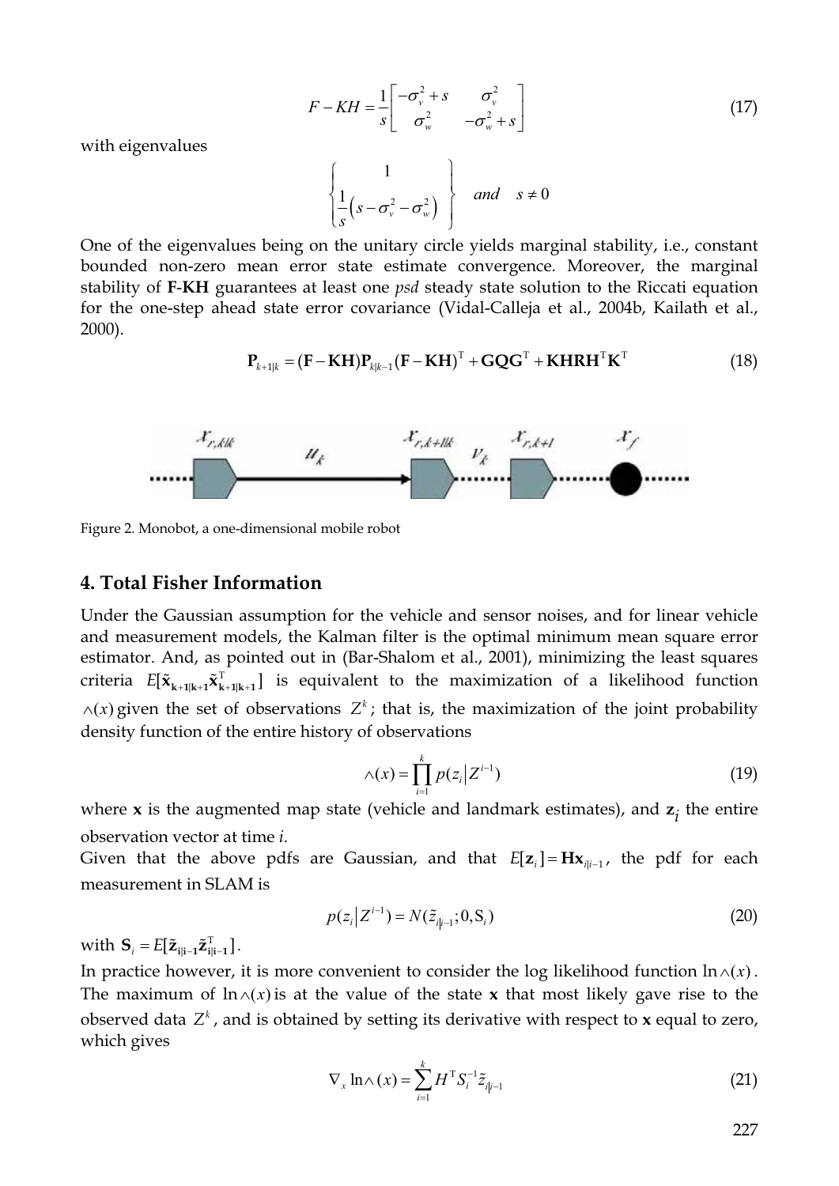$$F - KH = \frac{1}{s}\begin{bmatrix} -\sigma_v^2 + s & \sigma_v^2 \\ \sigma_w^2 & -\sigma_w^2 + s \end{bmatrix} \tag{17}$$

with eigenvalues

$$\left\{ \begin{array}{c} 1 \\ \frac{1}{s}\left(s - \sigma_v^2 - \sigma_w^2\right) \end{array} \right\} \quad and \quad s \neq 0$$

One of the eigenvalues being on the unitary circle yields marginal stability, i.e., constant bounded non-zero mean error state estimate convergence. Moreover, the marginal stability of **F-KH** guarantees at least one *psd* steady state solution to the Riccati equation for the one-step ahead state error covariance (Vidal-Calleja et al., 2004b, Kailath et al., 2000).

$$\mathbf{P}_{k+1|k} = (\mathbf{F} - \mathbf{KH})\mathbf{P}_{k|k-1}(\mathbf{F} - \mathbf{KH})^{\mathrm{T}} + \mathbf{GQG}^{\mathrm{T}} + \mathbf{KHRH}^{\mathrm{T}}\mathbf{K}^{\mathrm{T}} \tag{18}$$

Figure 2. Monobot, a one-dimensional mobile robot

## 4. Total Fisher Information

Under the Gaussian assumption for the vehicle and sensor noises, and for linear vehicle and measurement models, the Kalman filter is the optimal minimum mean square error estimator. And, as pointed out in (Bar-Shalom et al., 2001), minimizing the least squares criteria $E[\tilde{\mathbf{x}}_{\mathbf{k+1|k+1}}\tilde{\mathbf{x}}_{\mathbf{k+1|k+1}}^{\mathrm{T}}]$ is equivalent to the maximization of a likelihood function $\wedge(x)$ given the set of observations $Z^k$; that is, the maximization of the joint probability density function of the entire history of observations

$$\wedge(x) = \prod_{i=1}^{k} p(z_i | Z^{i-1}) \tag{19}$$

where **x** is the augmented map state (vehicle and landmark estimates), and $\mathbf{z}_i$ the entire observation vector at time *i*.

Given that the above pdfs are Gaussian, and that $E[\mathbf{z}_i] = \mathbf{H}\mathbf{x}_{i|i-1}$, the pdf for each measurement in SLAM is

$$p(z_i | Z^{i-1}) = N(\tilde{z}_{i|i-1}; 0, \mathrm{S}_i) \tag{20}$$

with $\mathbf{S}_i = E[\tilde{\mathbf{z}}_{\mathbf{i|i-1}}\tilde{\mathbf{z}}_{\mathbf{i|i-1}}^{\mathrm{T}}]$.

In practice however, it is more convenient to consider the log likelihood function $\ln \wedge(x)$. The maximum of $\ln \wedge(x)$ is at the value of the state **x** that most likely gave rise to the observed data $Z^k$, and is obtained by setting its derivative with respect to **x** equal to zero, which gives

$$\nabla_x \ln \wedge(x) = \sum_{i=1}^{k} H^{\mathrm{T}} S_i^{-1} \tilde{z}_{i|i-1} \tag{21}$$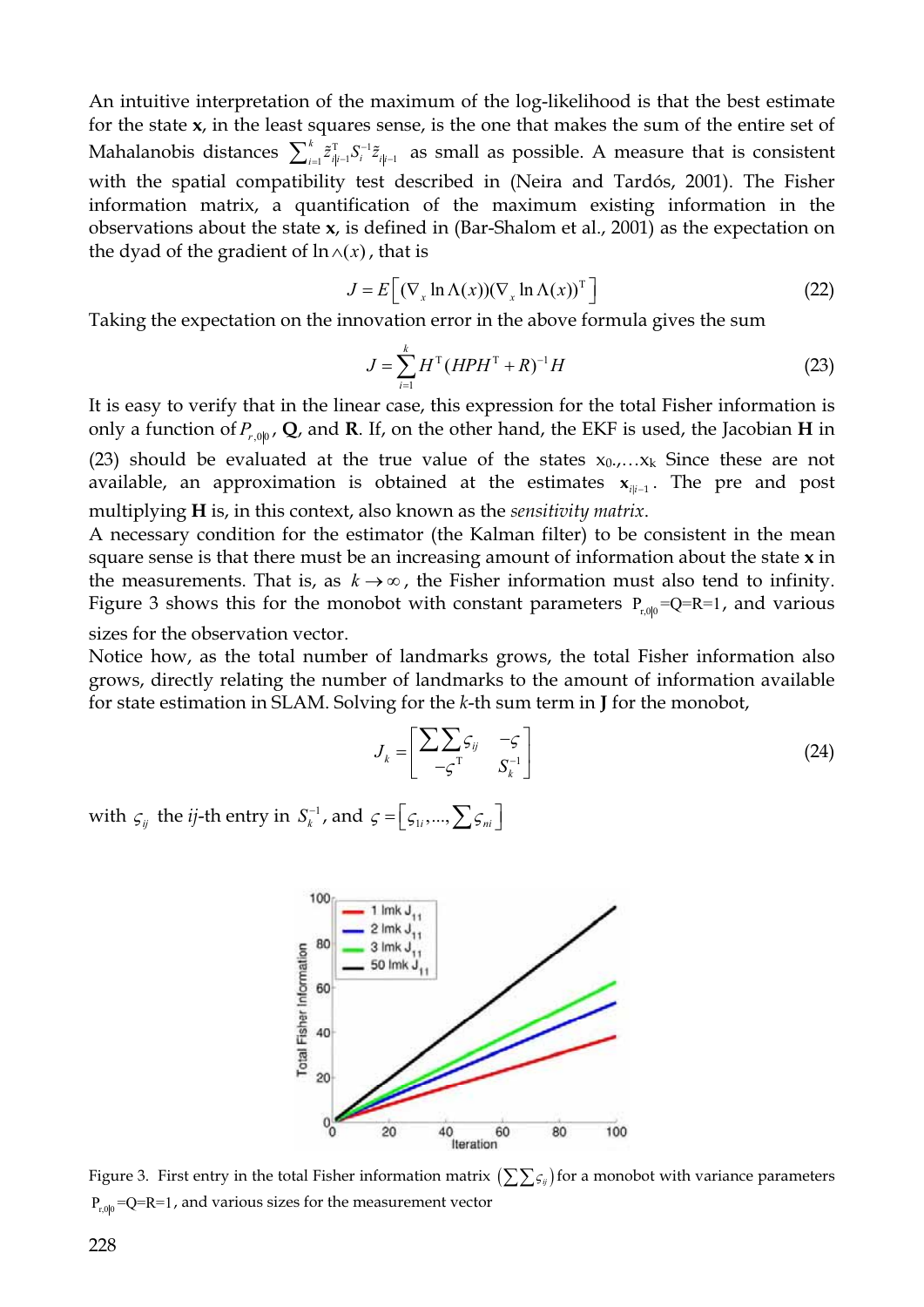An intuitive interpretation of the maximum of the log-likelihood is that the best estimate for the state **x**, in the least squares sense, is the one that makes the sum of the entire set of Mahalanobis distances $\sum_{i=1}^{k} \tilde{z}_{i|i-1}^{\mathrm{T}} S_i^{-1} \tilde{z}_{i|i-1}$ as small as possible. A measure that is consistent with the spatial compatibility test described in (Neira and Tardós, 2001). The Fisher information matrix, a quantification of the maximum existing information in the observations about the state **x**, is defined in (Bar-Shalom et al., 2001) as the expectation on the dyad of the gradient of $\ln \wedge(x)$, that is

$$J = E\left[ (\nabla_x \ln \Lambda(x))(\nabla_x \ln \Lambda(x))^{\mathrm{T}} \right] \tag{22}$$

Taking the expectation on the innovation error in the above formula gives the sum

$$J = \sum_{i=1}^{k} H^{\mathrm{T}} (HPH^{\mathrm{T}} + R)^{-1} H \tag{23}$$

It is easy to verify that in the linear case, this expression for the total Fisher information is only a function of $P_{r,0|0}$, **Q**, and **R**. If, on the other hand, the EKF is used, the Jacobian **H** in (23) should be evaluated at the true value of the states $x_0, \ldots x_k$ Since these are not available, an approximation is obtained at the estimates $\mathbf{x}_{i|i-1}$. The pre and post multiplying **H** is, in this context, also known as the *sensitivity matrix*.

A necessary condition for the estimator (the Kalman filter) to be consistent in the mean square sense is that there must be an increasing amount of information about the state **x** in the measurements. That is, as $k \to \infty$, the Fisher information must also tend to infinity. Figure 3 shows this for the monobot with constant parameters $P_{r,0|0}$=Q=R=1, and various sizes for the observation vector.

Notice how, as the total number of landmarks grows, the total Fisher information also grows, directly relating the number of landmarks to the amount of information available for state estimation in SLAM. Solving for the *k*-th sum term in **J** for the monobot,

$$J_k = \begin{bmatrix} \sum\sum \varsigma_{ij} & -\varsigma \\ -\varsigma^{\mathrm{T}} & S_k^{-1} \end{bmatrix} \tag{24}$$

with $\varsigma_{ij}$ the *ij*-th entry in $S_k^{-1}$, and $\varsigma = \left[ \varsigma_{1i}, \ldots, \sum \varsigma_{ni} \right]$

Figure 3. First entry in the total Fisher information matrix $\left(\sum\sum \varsigma_{ij}\right)$ for a monobot with variance parameters $P_{r,0|0}$=Q=R=1, and various sizes for the measurement vector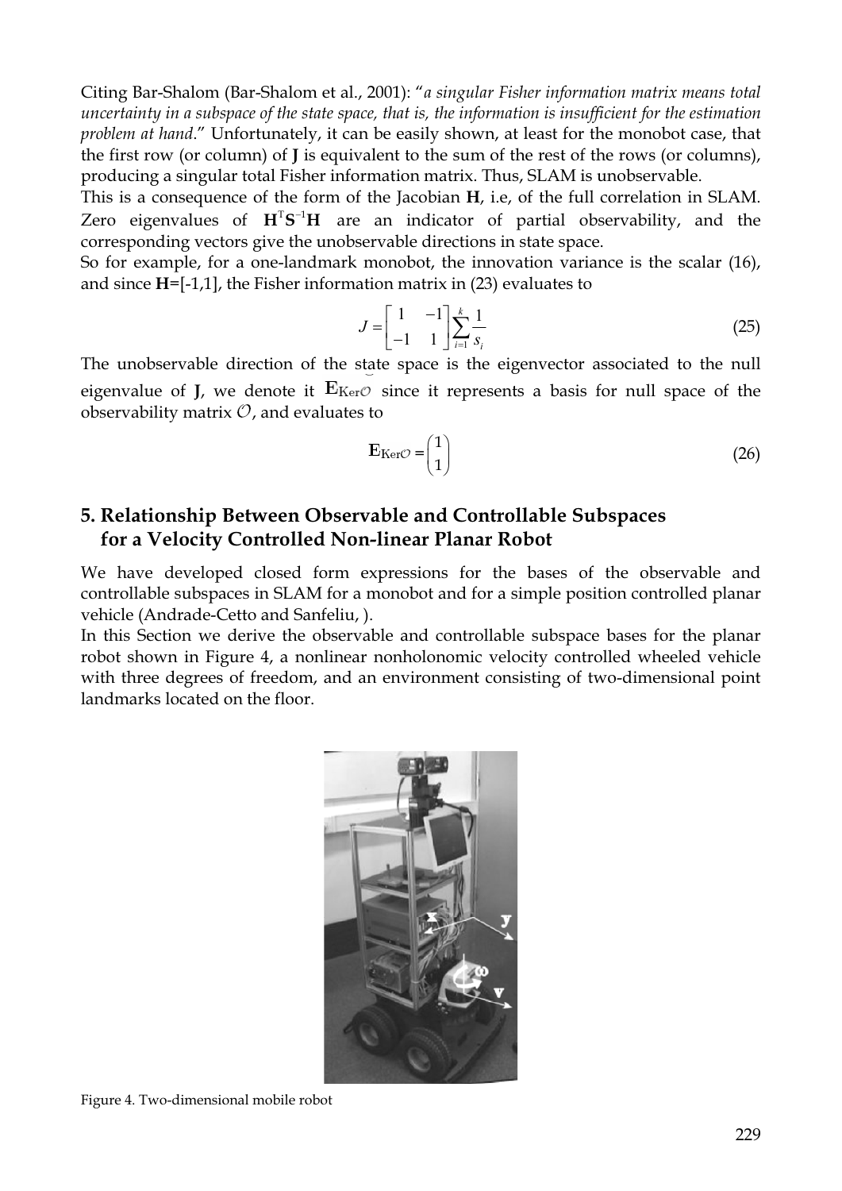Citing Bar-Shalom (Bar-Shalom et al., 2001): "*a singular Fisher information matrix means total uncertainty in a subspace of the state space, that is, the information is insufficient for the estimation problem at hand*." Unfortunately, it can be easily shown, at least for the monobot case, that the first row (or column) of **J** is equivalent to the sum of the rest of the rows (or columns), producing a singular total Fisher information matrix. Thus, SLAM is unobservable.

This is a consequence of the form of the Jacobian **H**, i.e, of the full correlation in SLAM. Zero eigenvalues of $\mathbf{H}^{\mathrm{T}}\mathbf{S}^{-1}\mathbf{H}$ are an indicator of partial observability, and the corresponding vectors give the unobservable directions in state space.

So for example, for a one-landmark monobot, the innovation variance is the scalar (16), and since **H**=[-1,1], the Fisher information matrix in (23) evaluates to

$$J = \begin{bmatrix} 1 & -1 \\ -1 & 1 \end{bmatrix} \sum_{i=1}^{k} \frac{1}{s_i} \tag{25}$$

The unobservable direction of the state space is the eigenvector associated to the null eigenvalue of **J**, we denote it $\mathbf{E}_{\mathrm{Ker}\mathcal{O}}$ since it represents a basis for null space of the observability matrix $\mathcal{O}$, and evaluates to

$$\mathbf{E}_{\mathrm{Ker}\mathcal{O}} = \begin{pmatrix} 1 \\ 1 \end{pmatrix} \tag{26}$$

## 5. Relationship Between Observable and Controllable Subspaces for a Velocity Controlled Non-linear Planar Robot

We have developed closed form expressions for the bases of the observable and controllable subspaces in SLAM for a monobot and for a simple position controlled planar vehicle (Andrade-Cetto and Sanfeliu, ).

In this Section we derive the observable and controllable subspace bases for the planar robot shown in Figure 4, a nonlinear nonholonomic velocity controlled wheeled vehicle with three degrees of freedom, and an environment consisting of two-dimensional point landmarks located on the floor.

Figure 4. Two-dimensional mobile robot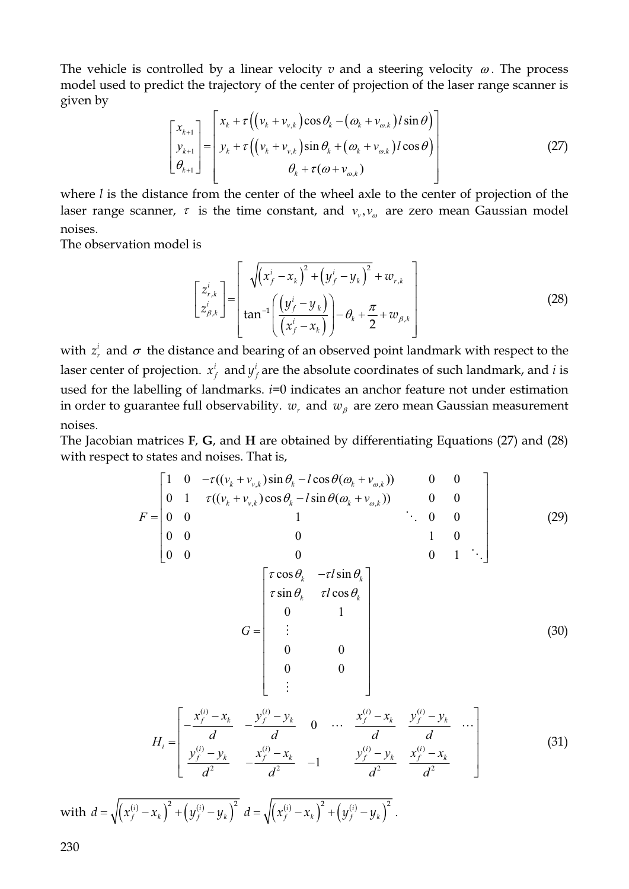The vehicle is controlled by a linear velocity $v$ and a steering velocity $\omega$. The process model used to predict the trajectory of the center of projection of the laser range scanner is given by

$$
\begin{bmatrix} x_{k+1} \\ y_{k+1} \\ \theta_{k+1} \end{bmatrix} = \begin{bmatrix} x_k + \tau\left(\left(v_k + v_{v,k}\right)\cos\theta_k - \left(\omega_k + v_{\omega.k}\right) l \sin\theta\right) \\ y_k + \tau\left(\left(v_k + v_{v,k}\right)\sin\theta_k + \left(\omega_k + v_{\omega.k}\right) l \cos\theta\right) \\ \theta_k + \tau(\omega + v_{\omega,k}) \end{bmatrix} \tag{27}
$$

where $l$ is the distance from the center of the wheel axle to the center of projection of the laser range scanner, $\tau$ is the time constant, and $v_v, v_\omega$ are zero mean Gaussian model noises.

The observation model is

$$
\begin{bmatrix} z_{r,k}^i \\ z_{\beta,k}^i \end{bmatrix} = \begin{bmatrix} \sqrt{\left(x_f^i - x_k\right)^2 + \left(y_f^i - y_k\right)^2} + w_{r,k} \\ \tan^{-1}\left(\dfrac{\left(y_f^i - y_k\right)}{\left(x_f^i - x_k\right)}\right) - \theta_k + \dfrac{\pi}{2} + w_{\beta,k} \end{bmatrix} \tag{28}
$$

with $z_r^i$ and $\sigma$ the distance and bearing of an observed point landmark with respect to the laser center of projection. $x_f^i$ and $y_f^i$ are the absolute coordinates of such landmark, and $i$ is used for the labelling of landmarks. $i$=0 indicates an anchor feature not under estimation in order to guarantee full observability. $w_r$ and $w_\beta$ are zero mean Gaussian measurement noises.

The Jacobian matrices **F**, **G**, and **H** are obtained by differentiating Equations (27) and (28) with respect to states and noises. That is,

$$
F = \begin{bmatrix} 1 & 0 & -\tau((v_k + v_{v,k})\sin\theta_k - l\cos\theta(\omega_k + v_{\omega,k})) & & 0 & 0 & \\ 0 & 1 & \tau((v_k + v_{v,k})\cos\theta_k - l\sin\theta(\omega_k + v_{\omega,k})) & & 0 & 0 & \\ 0 & 0 & 1 & \ddots & 0 & 0 & \\ 0 & 0 & 0 & & 1 & 0 & \\ 0 & 0 & 0 & & 0 & 1 & \ddots \end{bmatrix} \tag{29}
$$

$$
G = \begin{bmatrix} \tau\cos\theta_k & -\tau l \sin\theta_k \\ \tau\sin\theta_k & \tau l\cos\theta_k \\ 0 & 1 \\ \vdots & \\ 0 & 0 \\ 0 & 0 \\ \vdots & \end{bmatrix} \tag{30}
$$

$$
H_i = \begin{bmatrix} -\dfrac{x_f^{(i)} - x_k}{d} & -\dfrac{y_f^{(i)} - y_k}{d} & 0 & \cdots & \dfrac{x_f^{(i)} - x_k}{d} & \dfrac{y_f^{(i)} - y_k}{d} & \cdots \\ \dfrac{y_f^{(i)} - y_k}{d^2} & -\dfrac{x_f^{(i)} - x_k}{d^2} & -1 & & \dfrac{y_f^{(i)} - y_k}{d^2} & \dfrac{x_f^{(i)} - x_k}{d^2} & \end{bmatrix} \tag{31}
$$

with $d = \sqrt{\left(x_f^{(i)} - x_k\right)^2 + \left(y_f^{(i)} - y_k\right)^2}$ $d = \sqrt{\left(x_f^{(i)} - x_k\right)^2 + \left(y_f^{(i)} - y_k\right)^2}$ .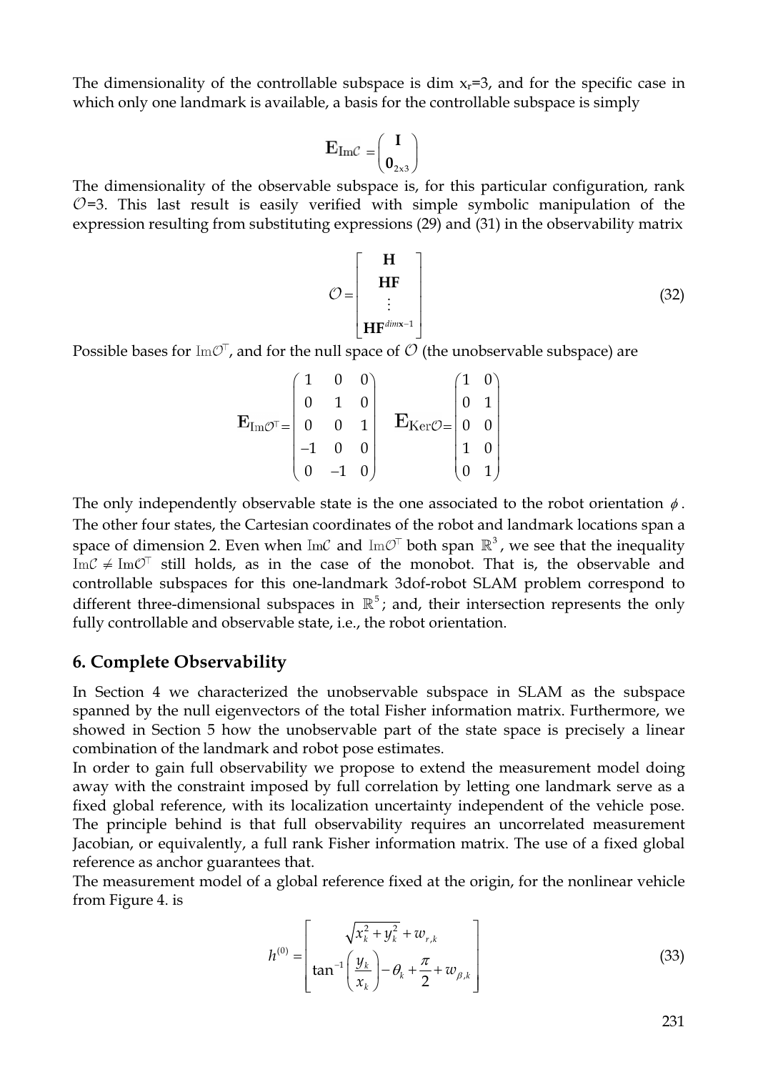The dimensionality of the controllable subspace is dim $x_r$=3, and for the specific case in which only one landmark is available, a basis for the controllable subspace is simply

$$\mathbf{E}_{\mathrm{Im}\mathcal{C}} = \begin{pmatrix} \mathbf{I} \\ \mathbf{0}_{2\times 3} \end{pmatrix}$$

The dimensionality of the observable subspace is, for this particular configuration, rank $\mathcal{O}$=3. This last result is easily verified with simple symbolic manipulation of the expression resulting from substituting expressions (29) and (31) in the observability matrix

$$\mathcal{O} = \begin{bmatrix} \mathbf{H} \\ \mathbf{HF} \\ \vdots \\ \mathbf{HF}^{dim\mathbf{x}-1} \end{bmatrix} \tag{32}$$

Possible bases for $\mathrm{Im}\mathcal{O}^\top$, and for the null space of $\mathcal{O}$ (the unobservable subspace) are

$$\mathbf{E}_{\mathrm{Im}\mathcal{O}^\top} = \begin{pmatrix} 1 & 0 & 0 \\ 0 & 1 & 0 \\ 0 & 0 & 1 \\ -1 & 0 & 0 \\ 0 & -1 & 0 \end{pmatrix} \quad \mathbf{E}_{\mathrm{Ker}\mathcal{O}} = \begin{pmatrix} 1 & 0 \\ 0 & 1 \\ 0 & 0 \\ 1 & 0 \\ 0 & 1 \end{pmatrix}$$

The only independently observable state is the one associated to the robot orientation $\phi$. The other four states, the Cartesian coordinates of the robot and landmark locations span a space of dimension 2. Even when $\mathrm{Im}\mathcal{C}$ and $\mathrm{Im}\mathcal{O}^\top$ both span $\mathbb{R}^3$, we see that the inequality $\mathrm{Im}\mathcal{C} \neq \mathrm{Im}\mathcal{O}^\top$ still holds, as in the case of the monobot. That is, the observable and controllable subspaces for this one-landmark 3dof-robot SLAM problem correspond to different three-dimensional subspaces in $\mathbb{R}^5$; and, their intersection represents the only fully controllable and observable state, i.e., the robot orientation.

## 6. Complete Observability

In Section 4 we characterized the unobservable subspace in SLAM as the subspace spanned by the null eigenvectors of the total Fisher information matrix. Furthermore, we showed in Section 5 how the unobservable part of the state space is precisely a linear combination of the landmark and robot pose estimates.

In order to gain full observability we propose to extend the measurement model doing away with the constraint imposed by full correlation by letting one landmark serve as a fixed global reference, with its localization uncertainty independent of the vehicle pose. The principle behind is that full observability requires an uncorrelated measurement Jacobian, or equivalently, a full rank Fisher information matrix. The use of a fixed global reference as anchor guarantees that.

The measurement model of a global reference fixed at the origin, for the nonlinear vehicle from Figure 4. is

$$h^{(0)} = \begin{bmatrix} \sqrt{x_k^2 + y_k^2} + w_{r,k} \\ \tan^{-1}\left(\dfrac{y_k}{x_k}\right) - \theta_k + \dfrac{\pi}{2} + w_{\beta,k} \end{bmatrix} \tag{33}$$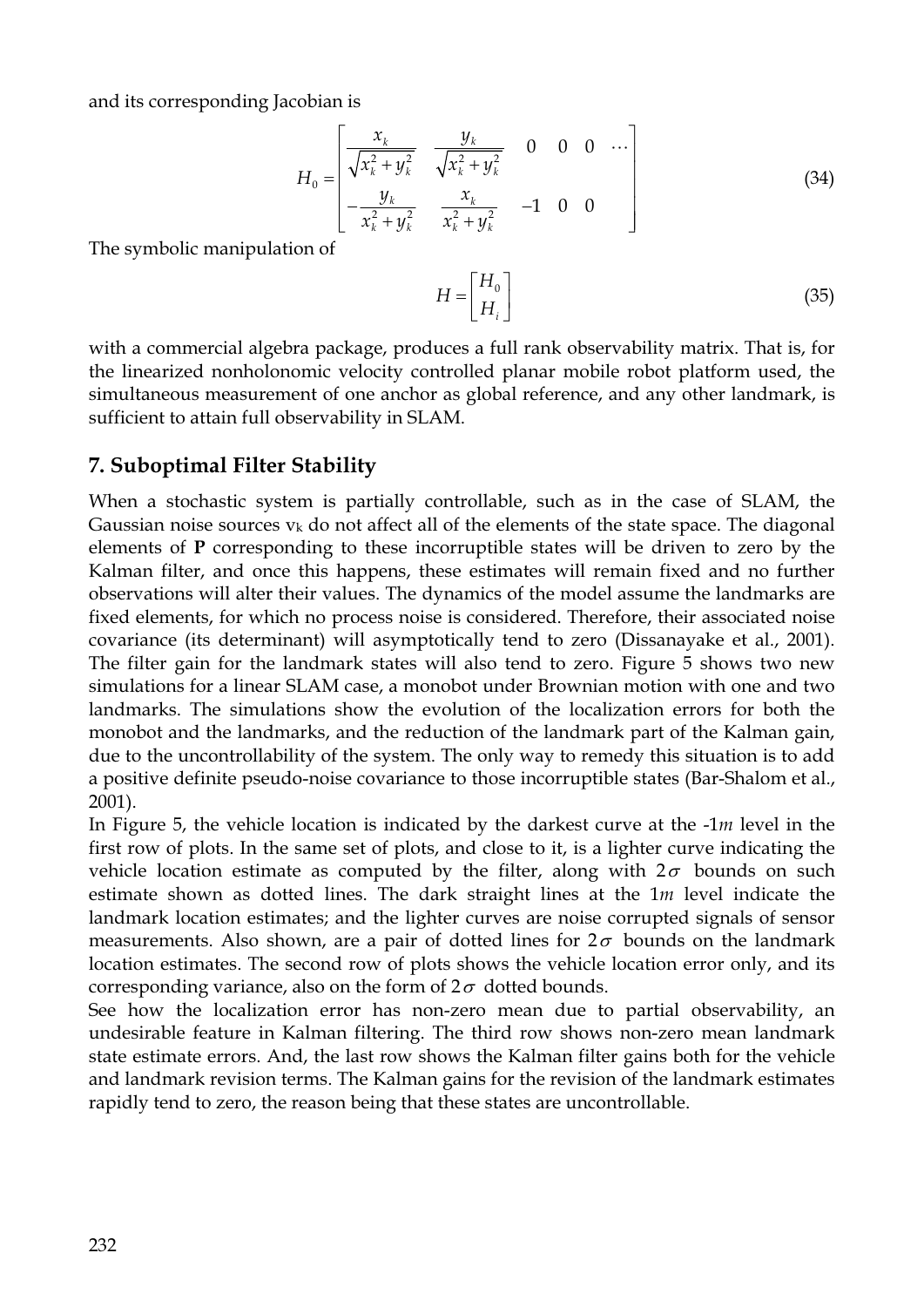and its corresponding Jacobian is

$$H_0 = \begin{bmatrix} \dfrac{x_k}{\sqrt{x_k^2 + y_k^2}} & \dfrac{y_k}{\sqrt{x_k^2 + y_k^2}} & 0 & 0 & 0 & \cdots \\ -\dfrac{y_k}{x_k^2 + y_k^2} & \dfrac{x_k}{x_k^2 + y_k^2} & -1 & 0 & 0 & \end{bmatrix} \tag{34}$$

The symbolic manipulation of

$$H = \begin{bmatrix} H_0 \\ H_i \end{bmatrix} \tag{35}$$

with a commercial algebra package, produces a full rank observability matrix. That is, for the linearized nonholonomic velocity controlled planar mobile robot platform used, the simultaneous measurement of one anchor as global reference, and any other landmark, is sufficient to attain full observability in SLAM.

## 7. Suboptimal Filter Stability

When a stochastic system is partially controllable, such as in the case of SLAM, the Gaussian noise sources $v_k$ do not affect all of the elements of the state space. The diagonal elements of **P** corresponding to these incorruptible states will be driven to zero by the Kalman filter, and once this happens, these estimates will remain fixed and no further observations will alter their values. The dynamics of the model assume the landmarks are fixed elements, for which no process noise is considered. Therefore, their associated noise covariance (its determinant) will asymptotically tend to zero (Dissanayake et al., 2001). The filter gain for the landmark states will also tend to zero. Figure 5 shows two new simulations for a linear SLAM case, a monobot under Brownian motion with one and two landmarks. The simulations show the evolution of the localization errors for both the monobot and the landmarks, and the reduction of the landmark part of the Kalman gain, due to the uncontrollability of the system. The only way to remedy this situation is to add a positive definite pseudo-noise covariance to those incorruptible states (Bar-Shalom et al., 2001).

In Figure 5, the vehicle location is indicated by the darkest curve at the -1*m* level in the first row of plots. In the same set of plots, and close to it, is a lighter curve indicating the vehicle location estimate as computed by the filter, along with $2\sigma$ bounds on such estimate shown as dotted lines. The dark straight lines at the 1*m* level indicate the landmark location estimates; and the lighter curves are noise corrupted signals of sensor measurements. Also shown, are a pair of dotted lines for $2\sigma$ bounds on the landmark location estimates. The second row of plots shows the vehicle location error only, and its corresponding variance, also on the form of $2\sigma$ dotted bounds.

See how the localization error has non-zero mean due to partial observability, an undesirable feature in Kalman filtering. The third row shows non-zero mean landmark state estimate errors. And, the last row shows the Kalman filter gains both for the vehicle and landmark revision terms. The Kalman gains for the revision of the landmark estimates rapidly tend to zero, the reason being that these states are uncontrollable.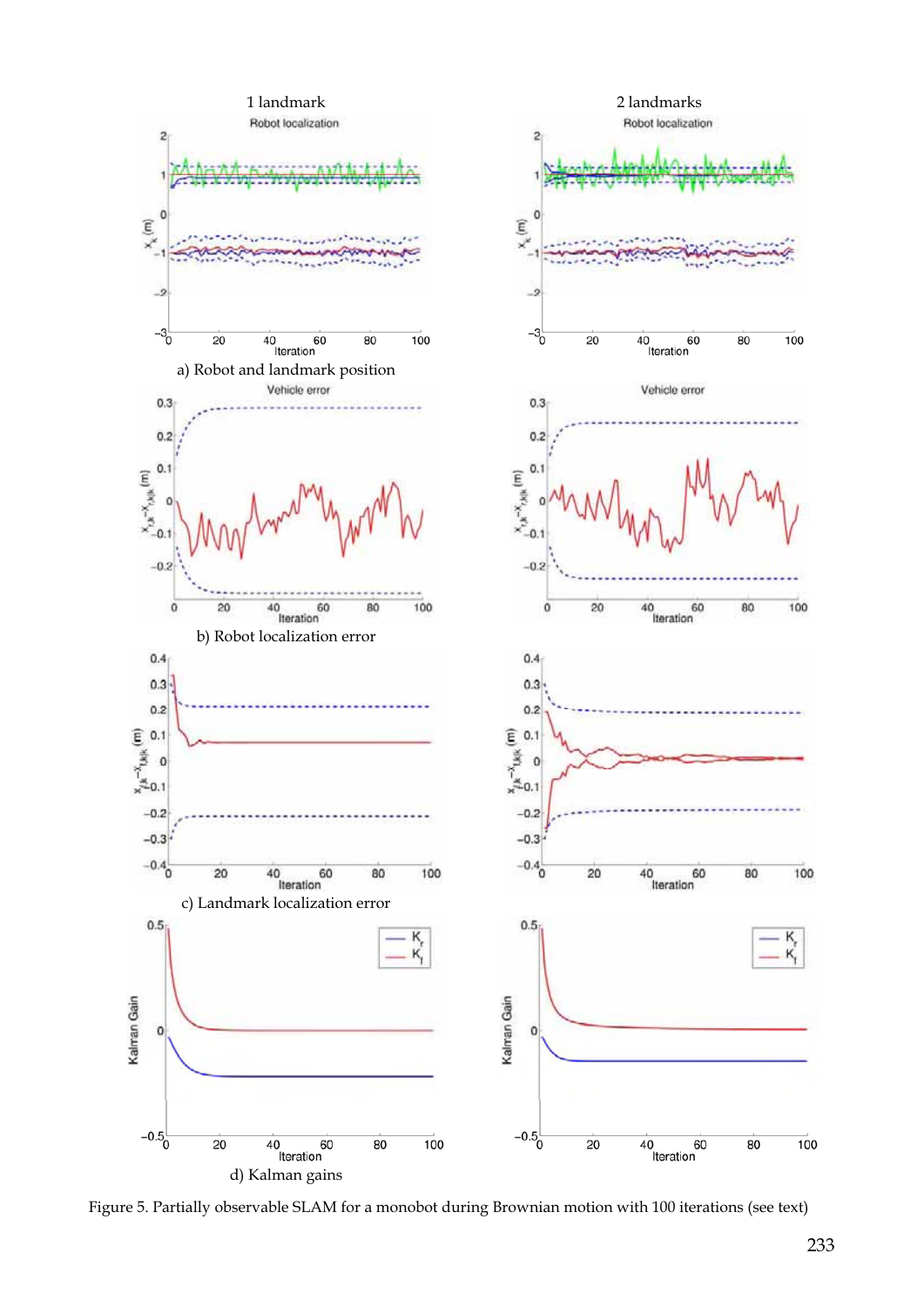1 landmark

2 landmarks

a) Robot and landmark position

b) Robot localization error

c) Landmark localization error

d) Kalman gains

Figure 5. Partially observable SLAM for a monobot during Brownian motion with 100 iterations (see text)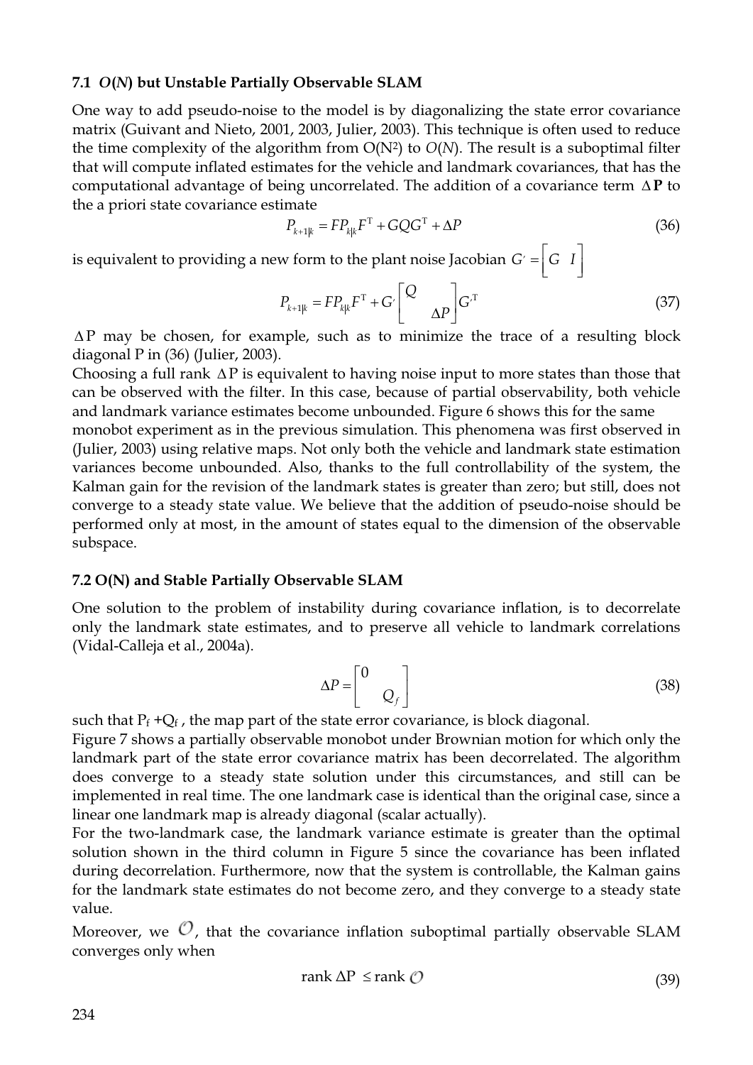### 7.1 *O*(*N*) but Unstable Partially Observable SLAM

One way to add pseudo-noise to the model is by diagonalizing the state error covariance matrix (Guivant and Nieto, 2001, 2003, Julier, 2003). This technique is often used to reduce the time complexity of the algorithm from $O(N^2)$ to $O(N)$. The result is a suboptimal filter that will compute inflated estimates for the vehicle and landmark covariances, that has the computational advantage of being uncorrelated. The addition of a covariance term $\Delta \mathbf{P}$ to the a priori state covariance estimate

$$P_{k+1|k} = FP_{k|k}F^{\mathrm{T}} + GQG^{\mathrm{T}} + \Delta P \tag{36}$$

is equivalent to providing a new form to the plant noise Jacobian $G' = \begin{bmatrix} G & I \end{bmatrix}$

$$P_{k+1|k} = FP_{k|k}F^{\mathrm{T}} + G' \begin{bmatrix} Q & \\ & \Delta P \end{bmatrix} G'^{\mathrm{T}} \tag{37}$$

$\Delta$P may be chosen, for example, such as to minimize the trace of a resulting block diagonal P in (36) (Julier, 2003).

Choosing a full rank $\Delta$P is equivalent to having noise input to more states than those that can be observed with the filter. In this case, because of partial observability, both vehicle and landmark variance estimates become unbounded. Figure 6 shows this for the same monobot experiment as in the previous simulation. This phenomena was first observed in (Julier, 2003) using relative maps. Not only both the vehicle and landmark state estimation variances become unbounded. Also, thanks to the full controllability of the system, the Kalman gain for the revision of the landmark states is greater than zero; but still, does not converge to a steady state value. We believe that the addition of pseudo-noise should be performed only at most, in the amount of states equal to the dimension of the observable subspace.

### 7.2 O(N) and Stable Partially Observable SLAM

One solution to the problem of instability during covariance inflation, is to decorrelate only the landmark state estimates, and to preserve all vehicle to landmark correlations (Vidal-Calleja et al., 2004a).

$$\Delta P = \begin{bmatrix} 0 & \\ & Q_f \end{bmatrix} \tag{38}$$

such that $P_f + Q_f$, the map part of the state error covariance, is block diagonal.

Figure 7 shows a partially observable monobot under Brownian motion for which only the landmark part of the state error covariance matrix has been decorrelated. The algorithm does converge to a steady state solution under this circumstances, and still can be implemented in real time. The one landmark case is identical than the original case, since a linear one landmark map is already diagonal (scalar actually).

For the two-landmark case, the landmark variance estimate is greater than the optimal solution shown in the third column in Figure 5 since the covariance has been inflated during decorrelation. Furthermore, now that the system is controllable, the Kalman gains for the landmark state estimates do not become zero, and they converge to a steady state value.

Moreover, we $\mathcal{O}$, that the covariance inflation suboptimal partially observable SLAM converges only when

$$\operatorname{rank} \Delta \mathrm{P} \leq \operatorname{rank} \mathcal{O} \tag{39}$$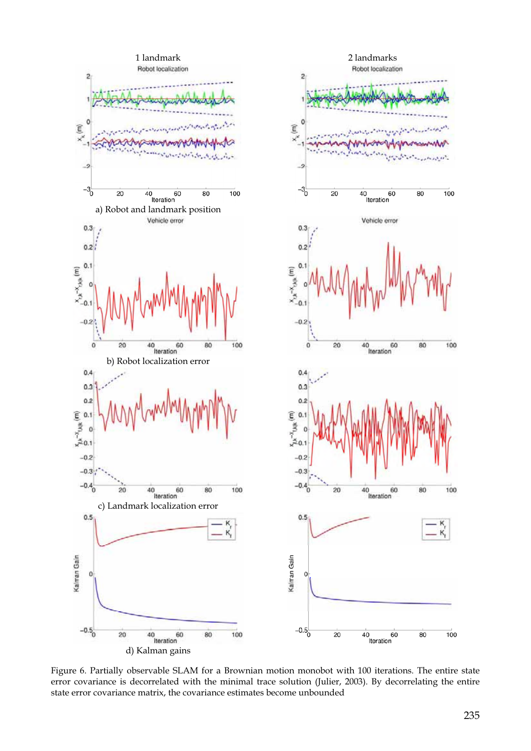1 landmark

2 landmarks

a) Robot and landmark position

b) Robot localization error

c) Landmark localization error

d) Kalman gains

Figure 6. Partially observable SLAM for a Brownian motion monobot with 100 iterations. The entire state error covariance is decorrelated with the minimal trace solution (Julier, 2003). By decorrelating the entire state error covariance matrix, the covariance estimates become unbounded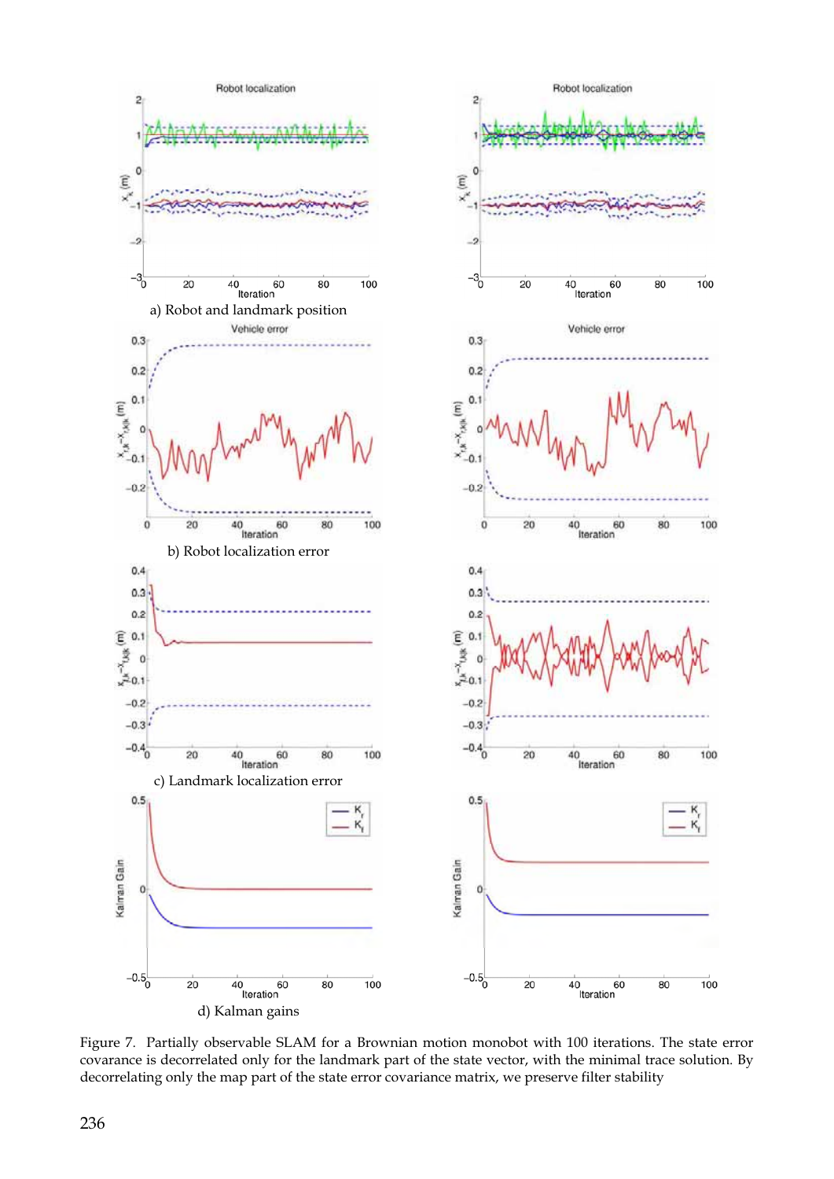a) Robot and landmark position

b) Robot localization error

c) Landmark localization error

d) Kalman gains

Figure 7. Partially observable SLAM for a Brownian motion monobot with 100 iterations. The state error covarance is decorrelated only for the landmark part of the state vector, with the minimal trace solution. By decorrelating only the map part of the state error covariance matrix, we preserve filter stability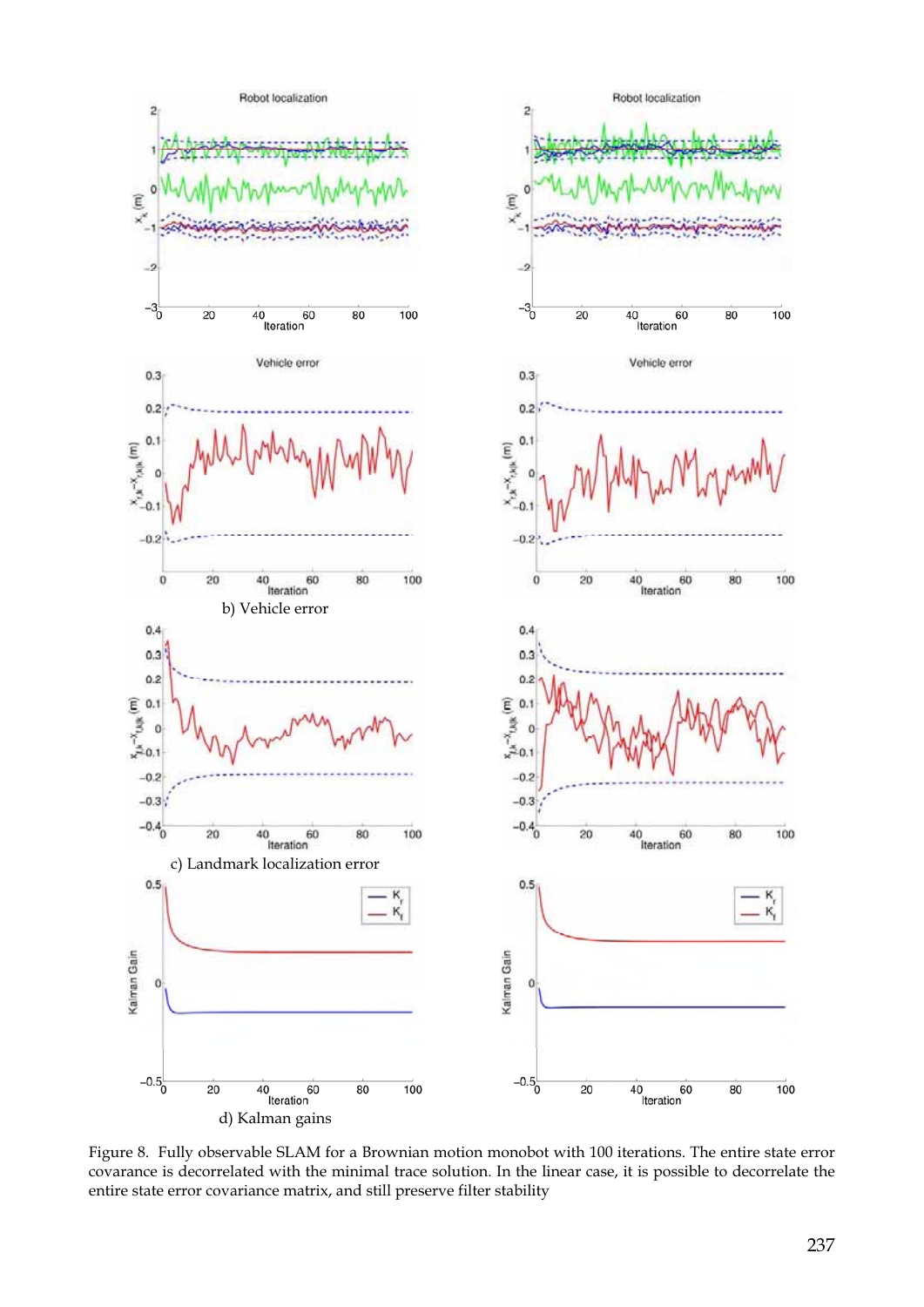b) Vehicle error

c) Landmark localization error

d) Kalman gains

Figure 8. Fully observable SLAM for a Brownian motion monobot with 100 iterations. The entire state error covarance is decorrelated with the minimal trace solution. In the linear case, it is possible to decorrelate the entire state error covariance matrix, and still preserve filter stability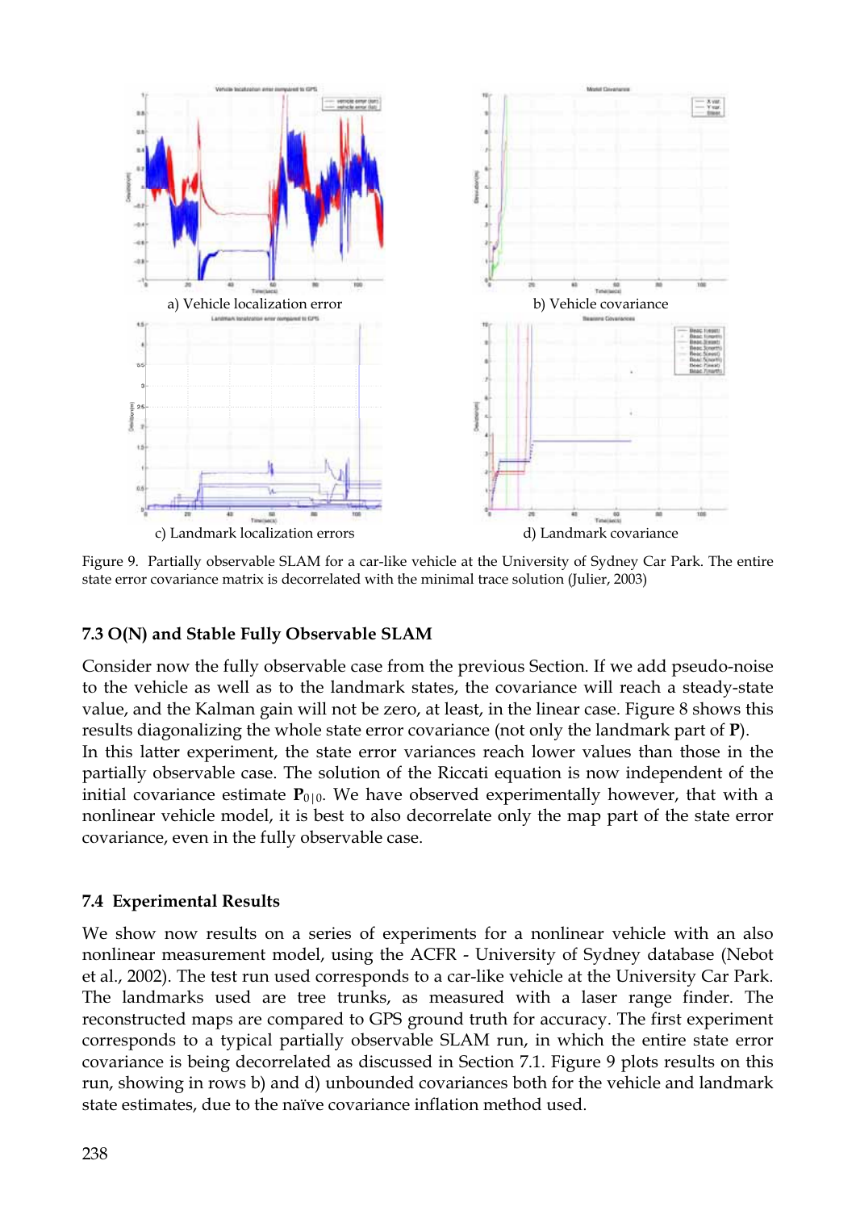a) Vehicle localization error

b) Vehicle covariance

c) Landmark localization errors

d) Landmark covariance

Figure 9. Partially observable SLAM for a car-like vehicle at the University of Sydney Car Park. The entire state error covariance matrix is decorrelated with the minimal trace solution (Julier, 2003)

### 7.3 O(N) and Stable Fully Observable SLAM

Consider now the fully observable case from the previous Section. If we add pseudo-noise to the vehicle as well as to the landmark states, the covariance will reach a steady-state value, and the Kalman gain will not be zero, at least, in the linear case. Figure 8 shows this results diagonalizing the whole state error covariance (not only the landmark part of $\mathbf{P}$).

In this latter experiment, the state error variances reach lower values than those in the partially observable case. The solution of the Riccati equation is now independent of the initial covariance estimate $\mathbf{P}_{0|0}$. We have observed experimentally however, that with a nonlinear vehicle model, it is best to also decorrelate only the map part of the state error covariance, even in the fully observable case.

### 7.4 Experimental Results

We show now results on a series of experiments for a nonlinear vehicle with an also nonlinear measurement model, using the ACFR - University of Sydney database (Nebot et al., 2002). The test run used corresponds to a car-like vehicle at the University Car Park. The landmarks used are tree trunks, as measured with a laser range finder. The reconstructed maps are compared to GPS ground truth for accuracy. The first experiment corresponds to a typical partially observable SLAM run, in which the entire state error covariance is being decorrelated as discussed in Section 7.1. Figure 9 plots results on this run, showing in rows b) and d) unbounded covariances both for the vehicle and landmark state estimates, due to the naïve covariance inflation method used.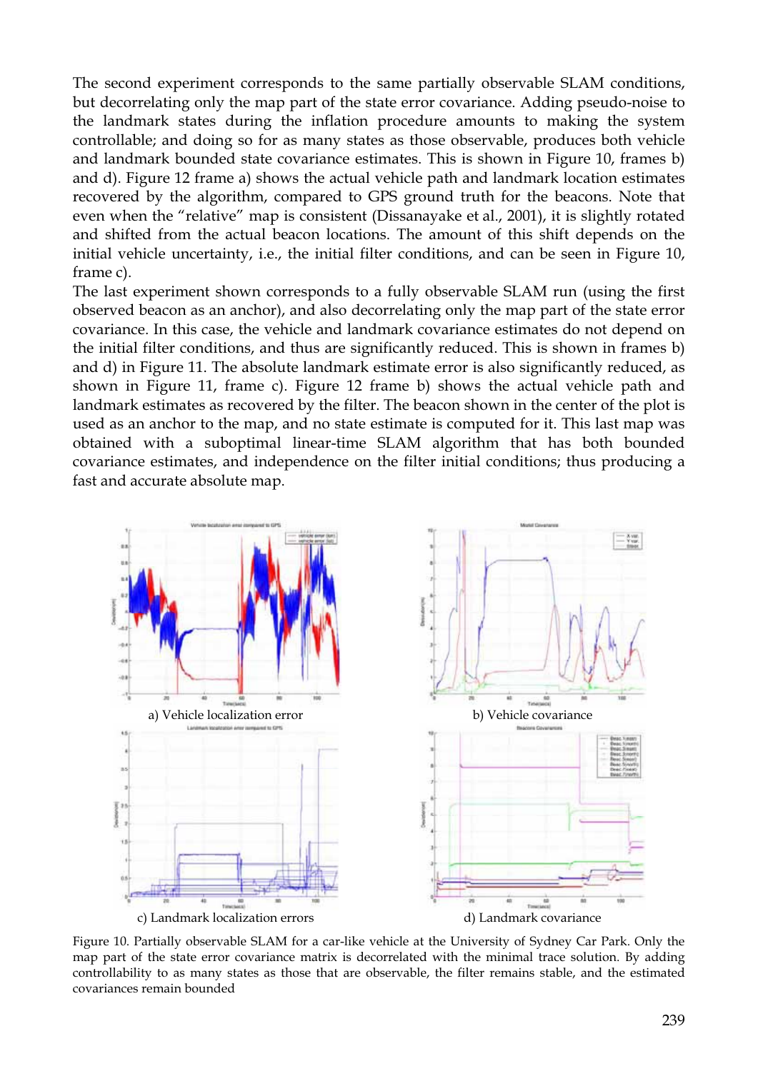The second experiment corresponds to the same partially observable SLAM conditions, but decorrelating only the map part of the state error covariance. Adding pseudo-noise to the landmark states during the inflation procedure amounts to making the system controllable; and doing so for as many states as those observable, produces both vehicle and landmark bounded state covariance estimates. This is shown in Figure 10, frames b) and d). Figure 12 frame a) shows the actual vehicle path and landmark location estimates recovered by the algorithm, compared to GPS ground truth for the beacons. Note that even when the "relative" map is consistent (Dissanayake et al., 2001), it is slightly rotated and shifted from the actual beacon locations. The amount of this shift depends on the initial vehicle uncertainty, i.e., the initial filter conditions, and can be seen in Figure 10, frame c).

The last experiment shown corresponds to a fully observable SLAM run (using the first observed beacon as an anchor), and also decorrelating only the map part of the state error covariance. In this case, the vehicle and landmark covariance estimates do not depend on the initial filter conditions, and thus are significantly reduced. This is shown in frames b) and d) in Figure 11. The absolute landmark estimate error is also significantly reduced, as shown in Figure 11, frame c). Figure 12 frame b) shows the actual vehicle path and landmark estimates as recovered by the filter. The beacon shown in the center of the plot is used as an anchor to the map, and no state estimate is computed for it. This last map was obtained with a suboptimal linear-time SLAM algorithm that has both bounded covariance estimates, and independence on the filter initial conditions; thus producing a fast and accurate absolute map.

a) Vehicle localization error

b) Vehicle covariance

c) Landmark localization errors

d) Landmark covariance

Figure 10. Partially observable SLAM for a car-like vehicle at the University of Sydney Car Park. Only the map part of the state error covariance matrix is decorrelated with the minimal trace solution. By adding controllability to as many states as those that are observable, the filter remains stable, and the estimated covariances remain bounded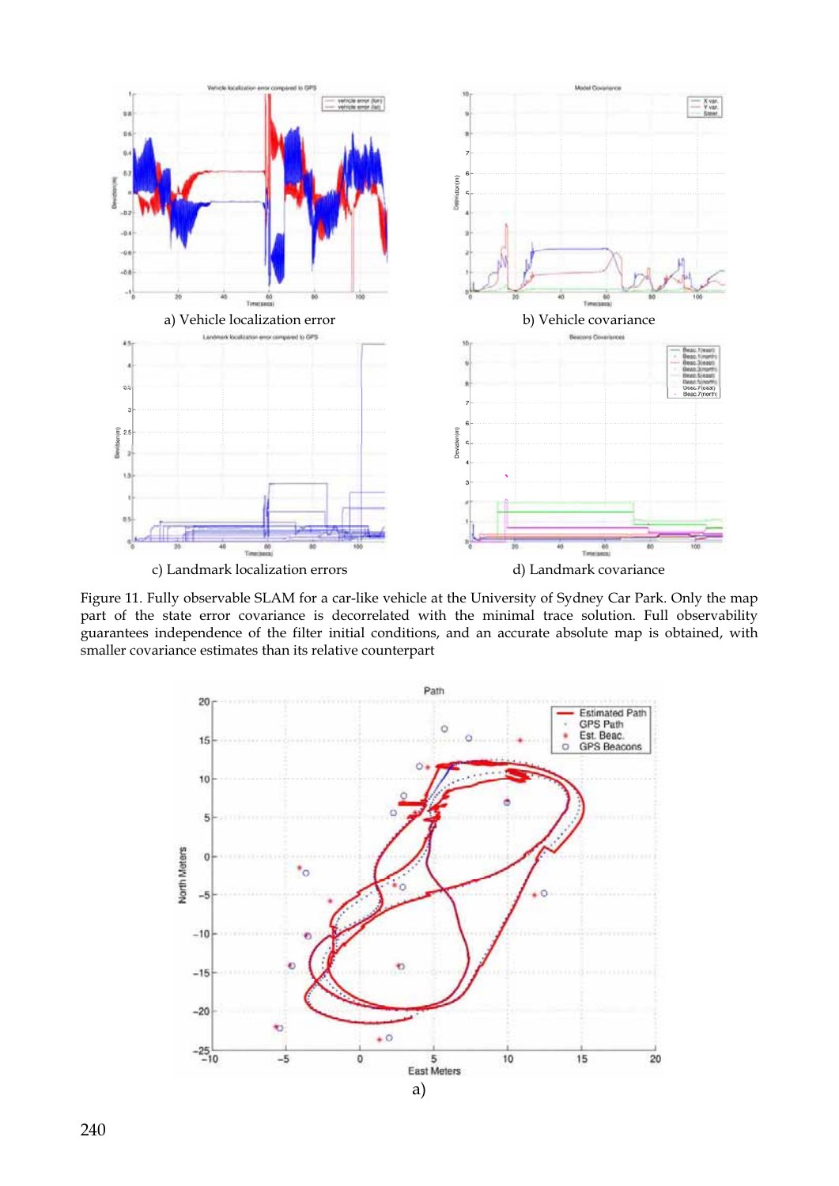a) Vehicle localization error

b) Vehicle covariance

c) Landmark localization errors

d) Landmark covariance

Figure 11. Fully observable SLAM for a car-like vehicle at the University of Sydney Car Park. Only the map part of the state error covariance is decorrelated with the minimal trace solution. Full observability guarantees independence of the filter initial conditions, and an accurate absolute map is obtained, with smaller covariance estimates than its relative counterpart

a)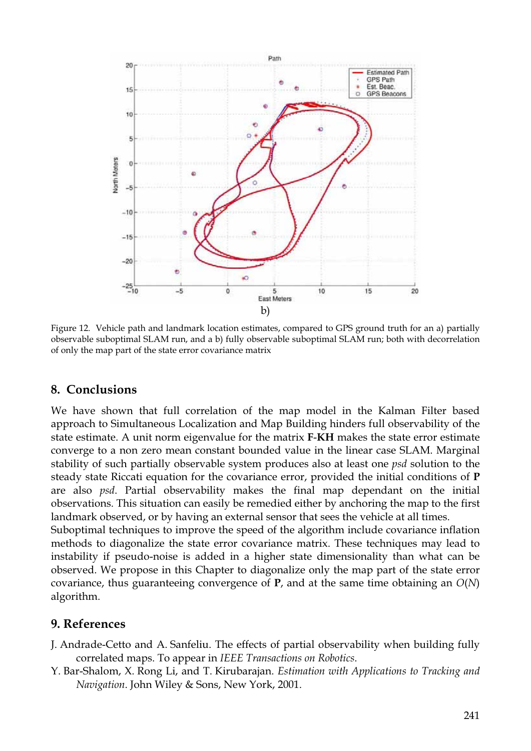b)

Figure 12. Vehicle path and landmark location estimates, compared to GPS ground truth for an a) partially observable suboptimal SLAM run, and a b) fully observable suboptimal SLAM run; both with decorrelation of only the map part of the state error covariance matrix

## 8. Conclusions

We have shown that full correlation of the map model in the Kalman Filter based approach to Simultaneous Localization and Map Building hinders full observability of the state estimate. A unit norm eigenvalue for the matrix **F-KH** makes the state error estimate converge to a non zero mean constant bounded value in the linear case SLAM. Marginal stability of such partially observable system produces also at least one *psd* solution to the steady state Riccati equation for the covariance error, provided the initial conditions of **P** are also *psd*. Partial observability makes the final map dependant on the initial observations. This situation can easily be remedied either by anchoring the map to the first landmark observed, or by having an external sensor that sees the vehicle at all times.
Suboptimal techniques to improve the speed of the algorithm include covariance inflation methods to diagonalize the state error covariance matrix. These techniques may lead to instability if pseudo-noise is added in a higher state dimensionality than what can be observed. We propose in this Chapter to diagonalize only the map part of the state error covariance, thus guaranteeing convergence of **P**, and at the same time obtaining an $O(N)$ algorithm.

## 9. References

J. Andrade-Cetto and A. Sanfeliu. The effects of partial observability when building fully correlated maps. To appear in *IEEE Transactions on Robotics*.

Y. Bar-Shalom, X. Rong Li, and T. Kirubarajan. *Estimation with Applications to Tracking and Navigation*. John Wiley & Sons, New York, 2001.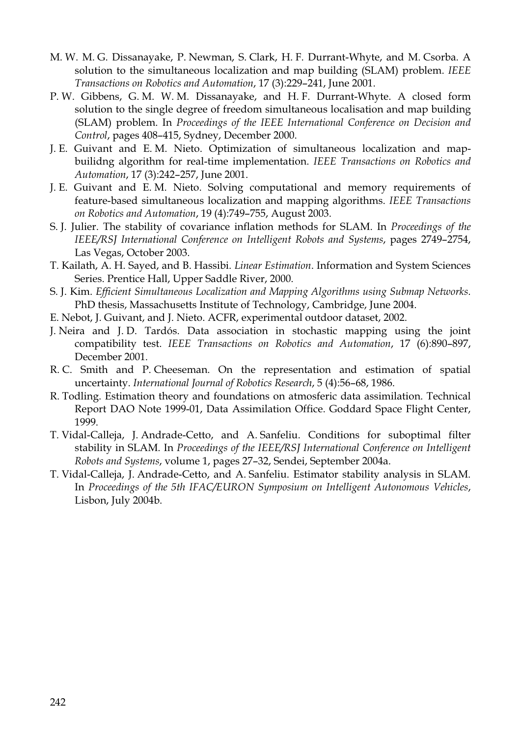M. W. M. G. Dissanayake, P. Newman, S. Clark, H. F. Durrant-Whyte, and M. Csorba. A solution to the simultaneous localization and map building (SLAM) problem. *IEEE Transactions on Robotics and Automation*, 17 (3):229–241, June 2001.

P. W. Gibbens, G. M. W. M. Dissanayake, and H. F. Durrant-Whyte. A closed form solution to the single degree of freedom simultaneous localisation and map building (SLAM) problem. In *Proceedings of the IEEE International Conference on Decision and Control*, pages 408–415, Sydney, December 2000.

J. E. Guivant and E. M. Nieto. Optimization of simultaneous localization and map-builidng algorithm for real-time implementation. *IEEE Transactions on Robotics and Automation*, 17 (3):242–257, June 2001.

J. E. Guivant and E. M. Nieto. Solving computational and memory requirements of feature-based simultaneous localization and mapping algorithms. *IEEE Transactions on Robotics and Automation*, 19 (4):749–755, August 2003.

S. J. Julier. The stability of covariance inflation methods for SLAM. In *Proceedings of the IEEE/RSJ International Conference on Intelligent Robots and Systems*, pages 2749–2754, Las Vegas, October 2003.

T. Kailath, A. H. Sayed, and B. Hassibi. *Linear Estimation*. Information and System Sciences Series. Prentice Hall, Upper Saddle River, 2000.

S. J. Kim. *Efficient Simultaneous Localization and Mapping Algorithms using Submap Networks*. PhD thesis, Massachusetts Institute of Technology, Cambridge, June 2004.

E. Nebot, J. Guivant, and J. Nieto. ACFR, experimental outdoor dataset, 2002.

J. Neira and J. D. Tardós. Data association in stochastic mapping using the joint compatibility test. *IEEE Transactions on Robotics and Automation*, 17 (6):890–897, December 2001.

R. C. Smith and P. Cheeseman. On the representation and estimation of spatial uncertainty. *International Journal of Robotics Research*, 5 (4):56–68, 1986.

R. Todling. Estimation theory and foundations on atmosferic data assimilation. Technical Report DAO Note 1999-01, Data Assimilation Office. Goddard Space Flight Center, 1999.

T. Vidal-Calleja, J. Andrade-Cetto, and A. Sanfeliu. Conditions for suboptimal filter stability in SLAM. In *Proceedings of the IEEE/RSJ International Conference on Intelligent Robots and Systems*, volume 1, pages 27–32, Sendei, September 2004a.

T. Vidal-Calleja, J. Andrade-Cetto, and A. Sanfeliu. Estimator stability analysis in SLAM. In *Proceedings of the 5th IFAC/EURON Symposium on Intelligent Autonomous Vehicles*, Lisbon, July 2004b.